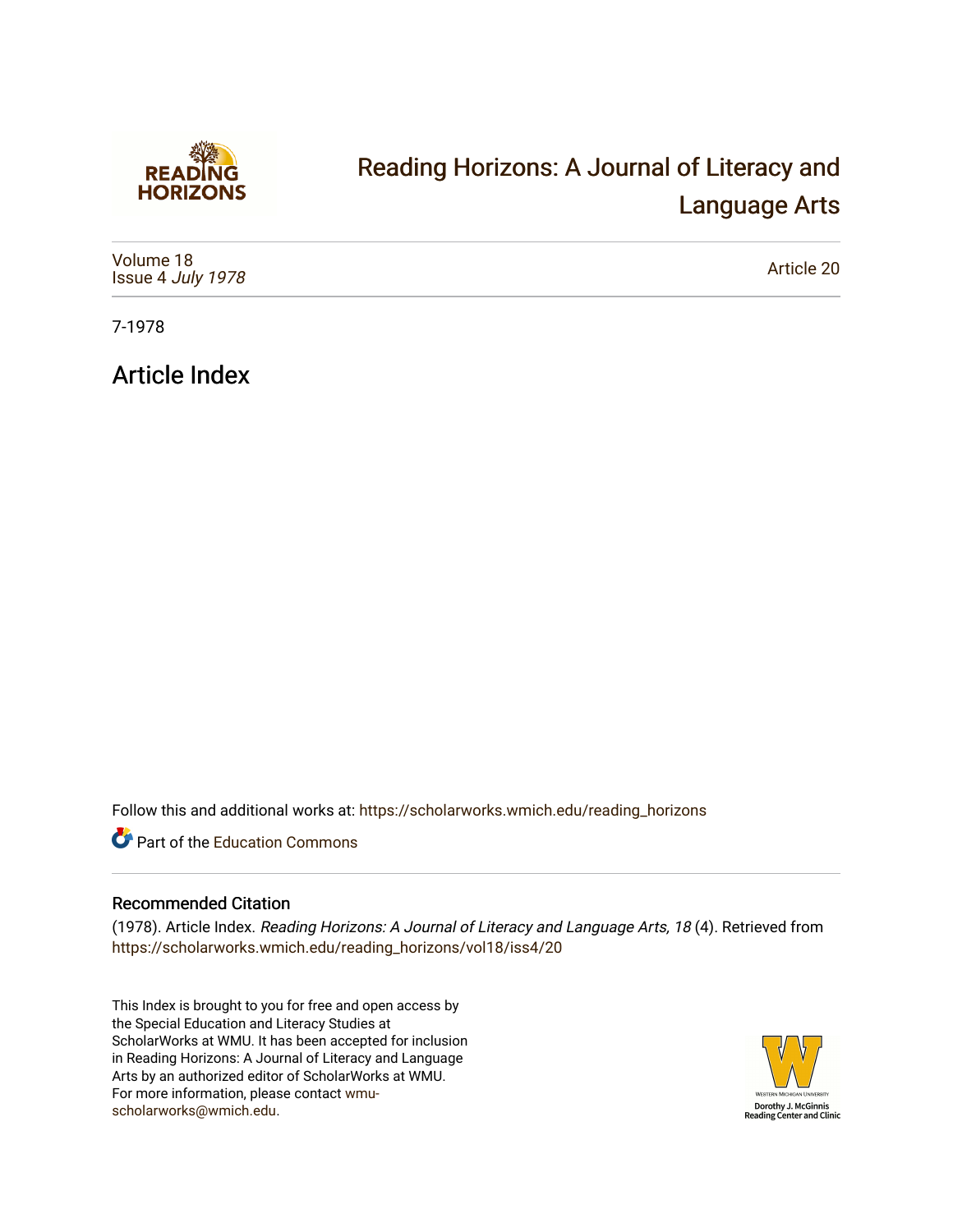# Reading Horizons: A Journal of Literacy and Language Arts

Volume 18
Issue 4 *July 1978*

Article 20

7-1978

## Article Index

Follow this and additional works at: https://scholarworks.wmich.edu/reading_horizons

Part of the Education Commons

### Recommended Citation

(1978). Article Index. *Reading Horizons: A Journal of Literacy and Language Arts, 18* (4). Retrieved from https://scholarworks.wmich.edu/reading_horizons/vol18/iss4/20

This Index is brought to you for free and open access by the Special Education and Literacy Studies at ScholarWorks at WMU. It has been accepted for inclusion in Reading Horizons: A Journal of Literacy and Language Arts by an authorized editor of ScholarWorks at WMU. For more information, please contact wmu-scholarworks@wmich.edu.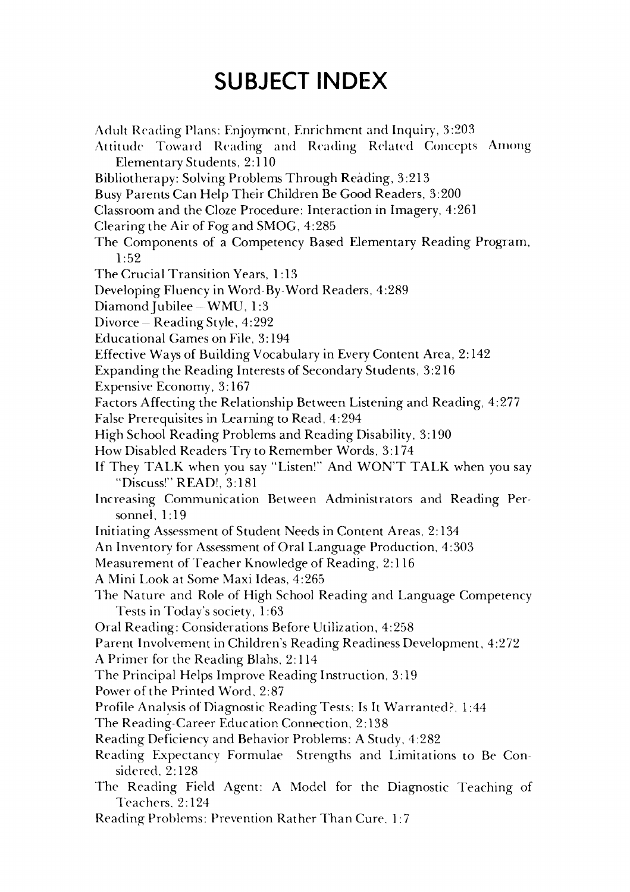# SUBJECT INDEX

Adult Reading Plans: Enjoyment, Enrichment and Inquiry, 3:203

Attitude Toward Reading and Reading Related Concepts Among Elementary Students, 2:110

Bibliotherapy: Solving Problems Through Reading, 3:213

Busy Parents Can Help Their Children Be Good Readers, 3:200

Classroom and the Cloze Procedure: Interaction in Imagery, 4:261

Clearing the Air of Fog and SMOG, 4:285

The Components of a Competency Based Elementary Reading Program, 1:52

The Crucial Transition Years, 1:13

Developing Fluency in Word-By-Word Readers, 4:289

Diamond Jubilee – WMU, 1:3

Divorce – Reading Style, 4:292

Educational Games on File, 3:194

Effective Ways of Building Vocabulary in Every Content Area, 2:142

Expanding the Reading Interests of Secondary Students, 3:216

Expensive Economy, 3:167

Factors Affecting the Relationship Between Listening and Reading, 4:277

False Prerequisites in Learning to Read, 4:294

High School Reading Problems and Reading Disability, 3:190

How Disabled Readers Try to Remember Words, 3:174

If They TALK when you say "Listen!" And WON'T TALK when you say "Discuss!" READ!, 3:181

Increasing Communication Between Administrators and Reading Personnel, 1:19

Initiating Assessment of Student Needs in Content Areas, 2:134

An Inventory for Assessment of Oral Language Production, 4:303

Measurement of Teacher Knowledge of Reading, 2:116

A Mini Look at Some Maxi Ideas, 4:265

The Nature and Role of High School Reading and Language Competency Tests in Today's society, 1:63

Oral Reading: Considerations Before Utilization, 4:258

Parent Involvement in Children's Reading Readiness Development, 4:272

A Primer for the Reading Blahs, 2:114

The Principal Helps Improve Reading Instruction, 3:19

Power of the Printed Word, 2:87

Profile Analysis of Diagnostic Reading Tests: Is It Warranted?, 1:44

The Reading-Career Education Connection, 2:138

Reading Deficiency and Behavior Problems: A Study, 4:282

Reading Expectancy Formulae – Strengths and Limitations to Be Considered, 2:128

The Reading Field Agent: A Model for the Diagnostic Teaching of Teachers, 2:124

Reading Problems: Prevention Rather Than Cure, 1:7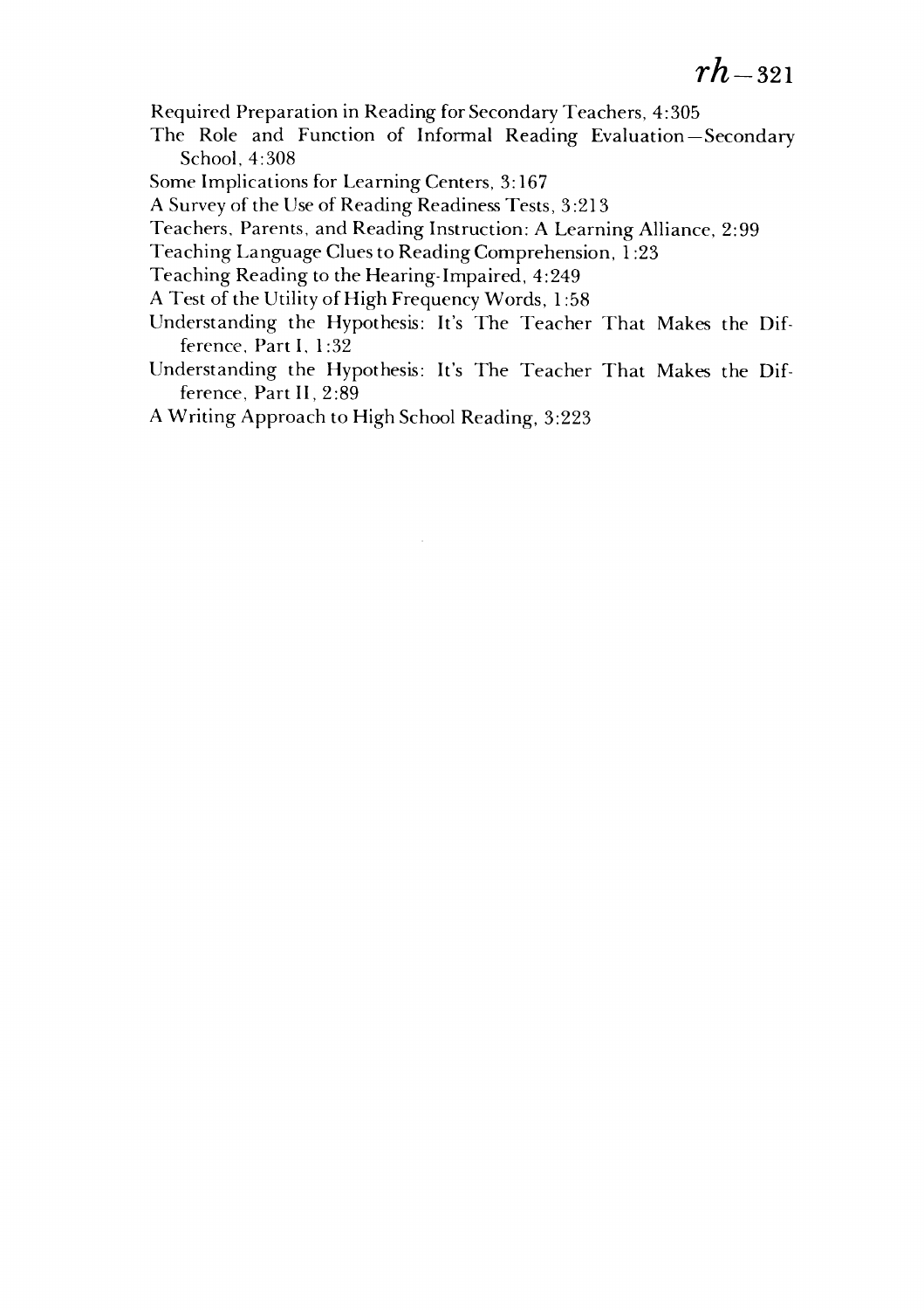Required Preparation in Reading for Secondary Teachers, 4:305

The Role and Function of Informal Reading Evaluation—Secondary School, 4:308

Some Implications for Learning Centers, 3:167

A Survey of the Use of Reading Readiness Tests, 3:213

Teachers, Parents, and Reading Instruction: A Learning Alliance, 2:99

Teaching Language Clues to Reading Comprehension, 1:23

Teaching Reading to the Hearing-Impaired, 4:249

A Test of the Utility of High Frequency Words, 1:58

Understanding the Hypothesis: It's The Teacher That Makes the Difference, Part I, 1:32

Understanding the Hypothesis: It's The Teacher That Makes the Difference, Part II, 2:89

A Writing Approach to High School Reading, 3:223